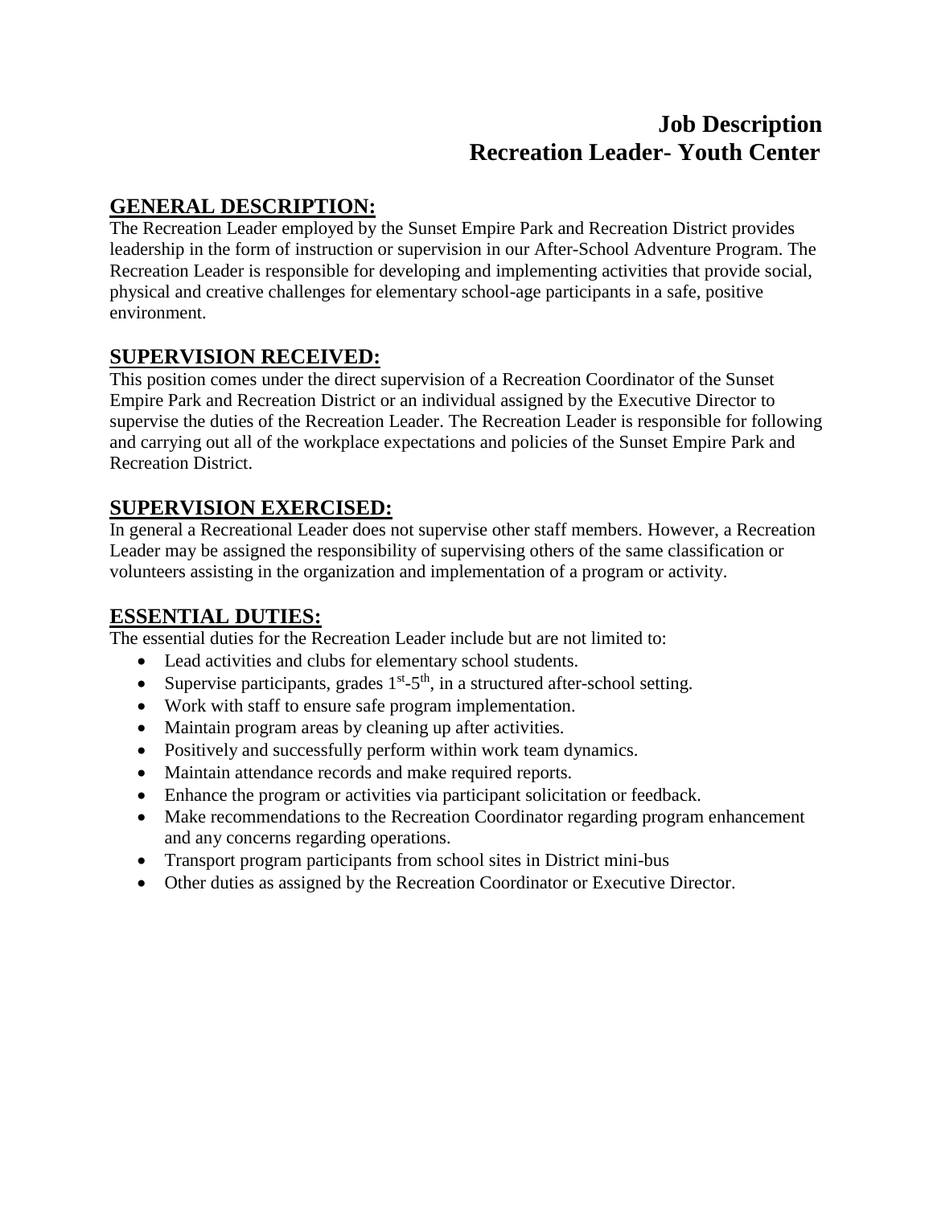# Job Description
# Recreation Leader- Youth Center

## GENERAL DESCRIPTION:

The Recreation Leader employed by the Sunset Empire Park and Recreation District provides leadership in the form of instruction or supervision in our After-School Adventure Program. The Recreation Leader is responsible for developing and implementing activities that provide social, physical and creative challenges for elementary school-age participants in a safe, positive environment.

## SUPERVISION RECEIVED:

This position comes under the direct supervision of a Recreation Coordinator of the Sunset Empire Park and Recreation District or an individual assigned by the Executive Director to supervise the duties of the Recreation Leader. The Recreation Leader is responsible for following and carrying out all of the workplace expectations and policies of the Sunset Empire Park and Recreation District.

## SUPERVISION EXERCISED:

In general a Recreational Leader does not supervise other staff members. However, a Recreation Leader may be assigned the responsibility of supervising others of the same classification or volunteers assisting in the organization and implementation of a program or activity.

## ESSENTIAL DUTIES:

The essential duties for the Recreation Leader include but are not limited to:

- Lead activities and clubs for elementary school students.
- Supervise participants, grades 1st-5th, in a structured after-school setting.
- Work with staff to ensure safe program implementation.
- Maintain program areas by cleaning up after activities.
- Positively and successfully perform within work team dynamics.
- Maintain attendance records and make required reports.
- Enhance the program or activities via participant solicitation or feedback.
- Make recommendations to the Recreation Coordinator regarding program enhancement and any concerns regarding operations.
- Transport program participants from school sites in District mini-bus
- Other duties as assigned by the Recreation Coordinator or Executive Director.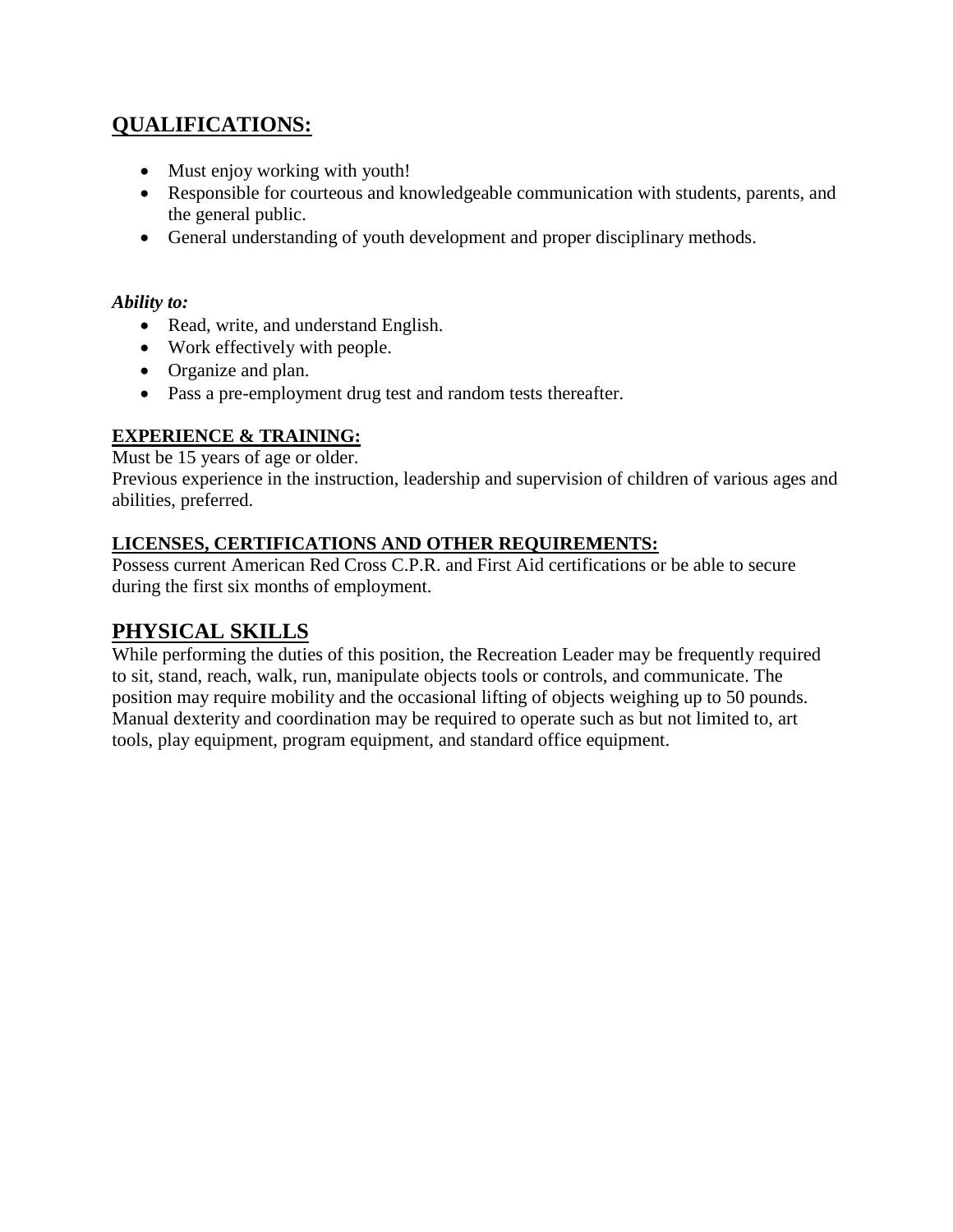## **QUALIFICATIONS:**

- Must enjoy working with youth!
- Responsible for courteous and knowledgeable communication with students, parents, and the general public.
- General understanding of youth development and proper disciplinary methods.

***Ability to:***

- Read, write, and understand English.
- Work effectively with people.
- Organize and plan.
- Pass a pre-employment drug test and random tests thereafter.

**EXPERIENCE & TRAINING:**

Must be 15 years of age or older.
Previous experience in the instruction, leadership and supervision of children of various ages and abilities, preferred.

**LICENSES, CERTIFICATIONS AND OTHER REQUIREMENTS:**

Possess current American Red Cross C.P.R. and First Aid certifications or be able to secure during the first six months of employment.

## **PHYSICAL SKILLS**

While performing the duties of this position, the Recreation Leader may be frequently required to sit, stand, reach, walk, run, manipulate objects tools or controls, and communicate. The position may require mobility and the occasional lifting of objects weighing up to 50 pounds. Manual dexterity and coordination may be required to operate such as but not limited to, art tools, play equipment, program equipment, and standard office equipment.